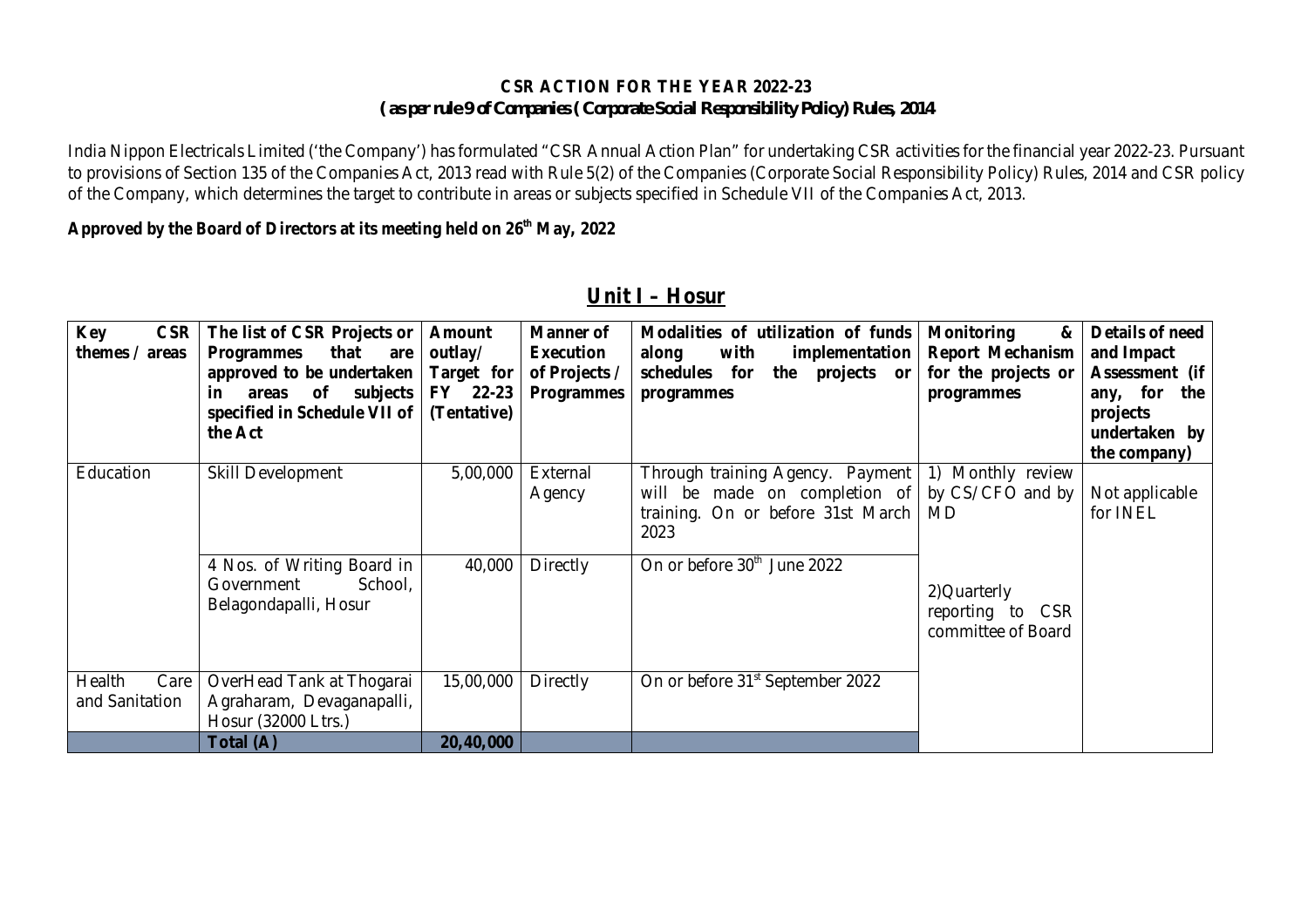## CSR ACTION FOR THE YEAR 2022-23
### ( as per rule 9 of Companies ( Corporate Social Responsibility Policy) Rules, 2014

India Nippon Electricals Limited ('the Company') has formulated "CSR Annual Action Plan" for undertaking CSR activities for the financial year 2022-23. Pursuant to provisions of Section 135 of the Companies Act, 2013 read with Rule 5(2) of the Companies (Corporate Social Responsibility Policy) Rules, 2014 and CSR policy of the Company, which determines the target to contribute in areas or subjects specified in Schedule VII of the Companies Act, 2013.

**Approved by the Board of Directors at its meeting held on 26th May, 2022**

## Unit I – Hosur

| Key CSR themes / areas | The list of CSR Projects or Programmes that are approved to be undertaken in areas of subjects specified in Schedule VII of the Act | Amount outlay/ Target for FY 22-23 (Tentative) | Manner of Execution of Projects / Programmes | Modalities of utilization of funds along with implementation schedules for the projects or programmes | Monitoring & Report Mechanism for the projects or programmes | Details of need and Impact Assessment (if any, for the projects undertaken by the company) |
|---|---|---|---|---|---|---|
| Education | Skill Development | 5,00,000 | External Agency | Through training Agency. Payment will be made on completion of training. On or before 31st March 2023 | 1) Monthly review by CS/CFO and by MD | Not applicable for INEL |
| | 4 Nos. of Writing Board in Government School, Belagondapalli, Hosur | 40,000 | Directly | On or before 30th June 2022 | 2)Quarterly reporting to CSR committee of Board | |
| Health Care and Sanitation | OverHead Tank at Thogarai Agraharam, Devaganapalli, Hosur (32000 Ltrs.) | 15,00,000 | Directly | On or before 31st September 2022 | | |
| | **Total (A)** | **20,40,000** | | | | |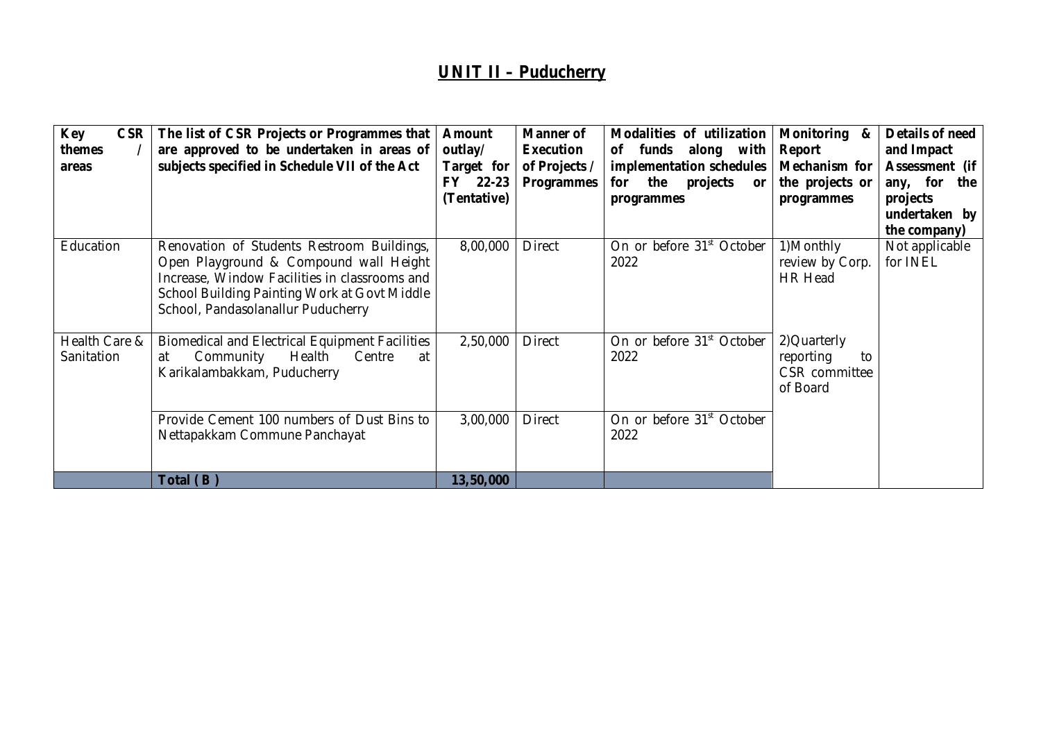## UNIT II – Puducherry

| Key CSR themes / areas | The list of CSR Projects or Programmes that are approved to be undertaken in areas of subjects specified in Schedule VII of the Act | Amount outlay/ Target for FY 22-23 (Tentative) | Manner of Execution of Projects / Programmes | Modalities of utilization of funds along with implementation schedules for the projects or programmes | Monitoring & Report Mechanism for the projects or programmes | Details of need and Impact Assessment (if any, for the projects undertaken by the company) |
|---|---|---|---|---|---|---|
| Education | Renovation of Students Restroom Buildings, Open Playground & Compound wall Height Increase, Window Facilities in classrooms and School Building Painting Work at Govt Middle School, Pandasolanallur Puducherry | 8,00,000 | Direct | On or before 31st October 2022 | 1)Monthly review by Corp. HR Head | Not applicable for INEL |
| Health Care & Sanitation | Biomedical and Electrical Equipment Facilities at Community Health Centre at Karikalambakkam, Puducherry | 2,50,000 | Direct | On or before 31st October 2022 | 2)Quarterly reporting to CSR committee of Board | |
| | Provide Cement 100 numbers of Dust Bins to Nettapakkam Commune Panchayat | 3,00,000 | Direct | On or before 31st October 2022 | | |
| | **Total ( B )** | **13,50,000** | | | | |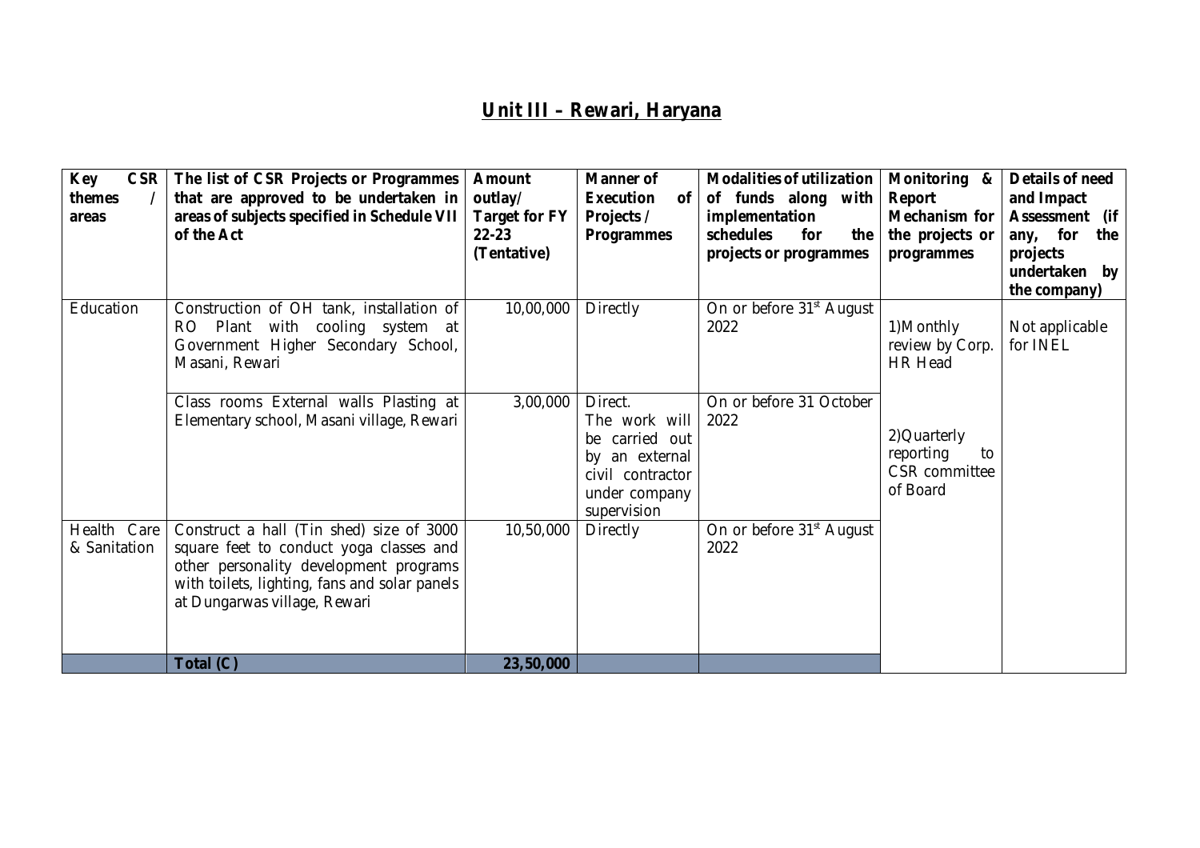## Unit III – Rewari, Haryana

| Key CSR themes / areas | The list of CSR Projects or Programmes that are approved to be undertaken in areas of subjects specified in Schedule VII of the Act | Amount outlay/ Target for FY 22-23 (Tentative) | Manner of Execution of Projects / Programmes | Modalities of utilization of funds along with implementation schedules for the projects or programmes | Monitoring & Report Mechanism for the projects or programmes | Details of need and Impact Assessment (if any, for the projects undertaken by the company) |
|---|---|---|---|---|---|---|
| Education | Construction of OH tank, installation of RO Plant with cooling system at Government Higher Secondary School, Masani, Rewari | 10,00,000 | Directly | On or before 31st August 2022 | 1)Monthly review by Corp. HR Head<br><br>2)Quarterly reporting to CSR committee of Board | Not applicable for INEL |
| | Class rooms External walls Plasting at Elementary school, Masani village, Rewari | 3,00,000 | Direct. The work will be carried out by an external civil contractor under company supervision | On or before 31 October 2022 | | |
| Health Care & Sanitation | Construct a hall (Tin shed) size of 3000 square feet to conduct yoga classes and other personality development programs with toilets, lighting, fans and solar panels at Dungarwas village, Rewari | 10,50,000 | Directly | On or before 31st August 2022 | | |
| | **Total (C)** | **23,50,000** | | | | |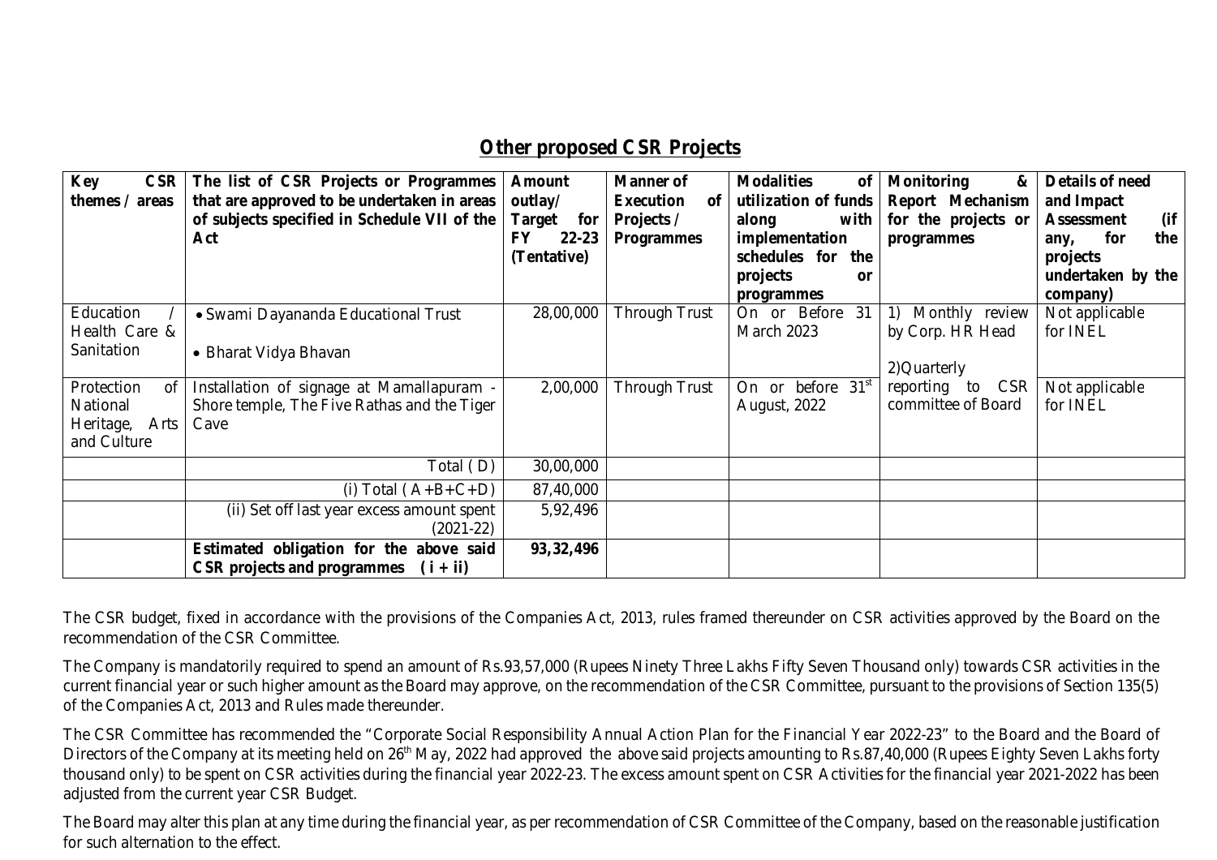## Other proposed CSR Projects

| Key CSR themes / areas | The list of CSR Projects or Programmes that are approved to be undertaken in areas of subjects specified in Schedule VII of the Act | Amount outlay/ Target for FY 22-23 (Tentative) | Manner of Execution of Projects / Programmes | Modalities of utilization of funds along with implementation schedules for the projects or programmes | Monitoring & Report Mechanism for the projects or programmes | Details of need and Impact Assessment (if any, for the projects undertaken by the company) |
|---|---|---|---|---|---|---|
| Education / Health Care & Sanitation | • Swami Dayananda Educational Trust<br>• Bharat Vidya Bhavan | 28,00,000 | Through Trust | On or Before 31 March 2023 | 1) Monthly review by Corp. HR Head<br>2)Quarterly reporting to CSR committee of Board | Not applicable for INEL |
| Protection of National Heritage, Arts and Culture | Installation of signage at Mamallapuram - Shore temple, The Five Rathas and the Tiger Cave | 2,00,000 | Through Trust | On or before 31st August, 2022 | | Not applicable for INEL |
| | Total ( D) | 30,00,000 | | | | |
| | (i) Total ( A+B+C+D) | 87,40,000 | | | | |
| | (ii) Set off last year excess amount spent (2021-22) | 5,92,496 | | | | |
| | **Estimated obligation for the above said CSR projects and programmes ( i + ii)** | **93,32,496** | | | | |

The CSR budget, fixed in accordance with the provisions of the Companies Act, 2013, rules framed thereunder on CSR activities approved by the Board on the recommendation of the CSR Committee.

The Company is mandatorily required to spend an amount of Rs.93,57,000 (Rupees Ninety Three Lakhs Fifty Seven Thousand only) towards CSR activities in the current financial year or such higher amount as the Board may approve, on the recommendation of the CSR Committee, pursuant to the provisions of Section 135(5) of the Companies Act, 2013 and Rules made thereunder.

The CSR Committee has recommended the "Corporate Social Responsibility Annual Action Plan for the Financial Year 2022-23" to the Board and the Board of Directors of the Company at its meeting held on 26th May, 2022 had approved the above said projects amounting to Rs.87,40,000 (Rupees Eighty Seven Lakhs forty thousand only) to be spent on CSR activities during the financial year 2022-23. The excess amount spent on CSR Activities for the financial year 2021-2022 has been adjusted from the current year CSR Budget.

The Board may alter this plan at any time during the financial year, as per recommendation of CSR Committee of the Company, based on the reasonable justification for such alternation to the effect.